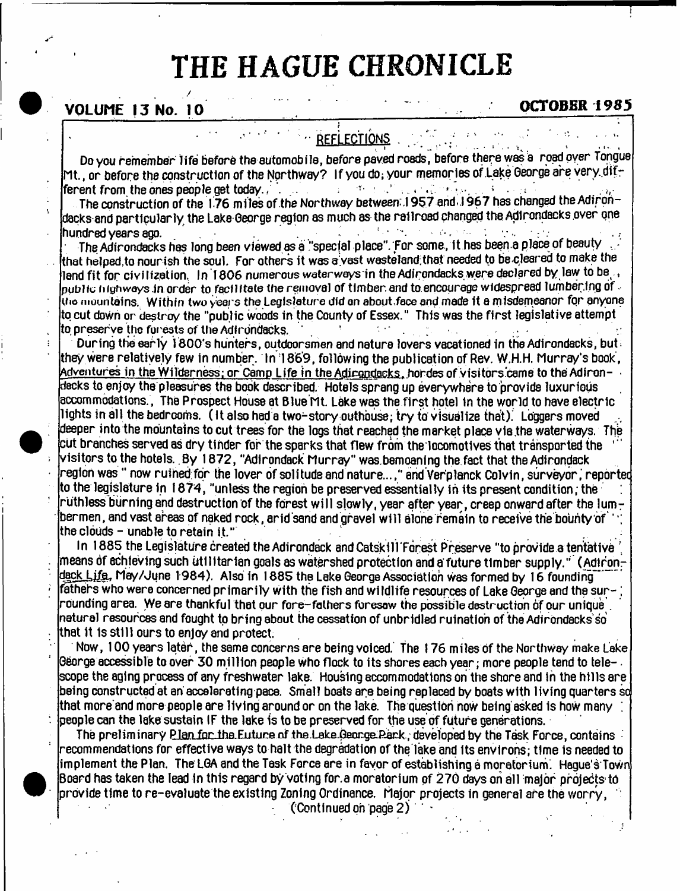# THE HAGUE CHRONICLE

**VOLUME 13 No. 10** **OCTOBER 1985**

## REFLECTIONS

Do you remember life before the automobile, before paved roads, before there was a road over Tongue Mt., or before the construction of the Northway? If you do, your memories of Lake George are very different from the ones people get today.

The construction of the 176 miles of the Northway between 1957 and 1967 has changed the Adirondacks and particularly the Lake George region as much as the railroad changed the Adirondacks over one hundred years ago.

The Adirondacks has long been viewed as a "special place". For some, it has been a place of beauty that helped to nourish the soul. For others it was a vast wasteland that needed to be cleared to make the land fit for civilization. In 1806 numerous waterways in the Adirondacks were declared by law to be public highways in order to facilitate the removal of timber and to encourage widespread lumbering of the mountains. Within two years the Legislature did an about face and made it a misdemeanor for anyone to cut down or destroy the "public woods in the County of Essex." This was the first legislative attempt to preserve the forests of the Adirondacks.

During the early 1800's hunters, outdoorsmen and nature lovers vacationed in the Adirondacks, but they were relatively few in number. In 1869, following the publication of Rev. W.H.H. Murray's book, Adventures in the Wilderness; or Camp Life in the Adirondacks, hordes of visitors came to the Adirondacks to enjoy the pleasures the book described. Hotels sprang up everywhere to provide luxurious accommodations. The Prospect House at Blue Mt. Lake was the first hotel in the world to have electric lights in all the bedrooms. (It also had a two-story outhouse; try to visualize that). Loggers moved deeper into the mountains to cut trees for the logs that reached the market place via the waterways. The cut branches served as dry tinder for the sparks that flew from the locomotives that transported the visitors to the hotels. By 1872, "Adirondack Murray" was bemoaning the fact that the Adirondack region was " now ruined for the lover of solitude and nature...," and Verplanck Colvin, surveyor, reported to the legislature in 1874, "unless the region be preserved essentially in its present condition, the ruthless burning and destruction of the forest will slowly, year after year, creep onward after the lumbermen, and vast areas of naked rock, arid sand and gravel will alone remain to receive the bounty of the clouds - unable to retain it."

In 1885 the Legislature created the Adirondack and Catskill Forest Preserve "to provide a tentative means of achieving such utilitarian goals as watershed protection and a future timber supply." (Adirondack Life, May/June 1984). Also in 1885 the Lake George Association was formed by 16 founding fathers who were concerned primarily with the fish and wildlife resources of Lake George and the surrounding area. We are thankful that our fore-fathers foresaw the possible destruction of our unique natural resources and fought to bring about the cessation of unbridled ruination of the Adirondacks so that it is still ours to enjoy and protect.

Now, 100 years later, the same concerns are being voiced. The 176 miles of the Northway make Lake George accessible to over 30 million people who flock to its shores each year; more people tend to telescope the aging process of any freshwater lake. Housing accommodations on the shore and in the hills are being constructed at an accelerating pace. Small boats are being replaced by boats with living quarters so that more and more people are living around or on the lake. The question now being asked is how many people can the lake sustain IF the lake is to be preserved for the use of future generations.

The preliminary Plan for the Future of the Lake George Park, developed by the Task Force, contains recommendations for effective ways to halt the degradation of the lake and its environs; time is needed to implement the Plan. The LGA and the Task Force are in favor of establishing a moratorium. Hague's Town Board has taken the lead in this regard by voting for a moratorium of 270 days on all major projects to provide time to re-evaluate the existing Zoning Ordinance. Major projects in general are the worry,

(Continued on page 2)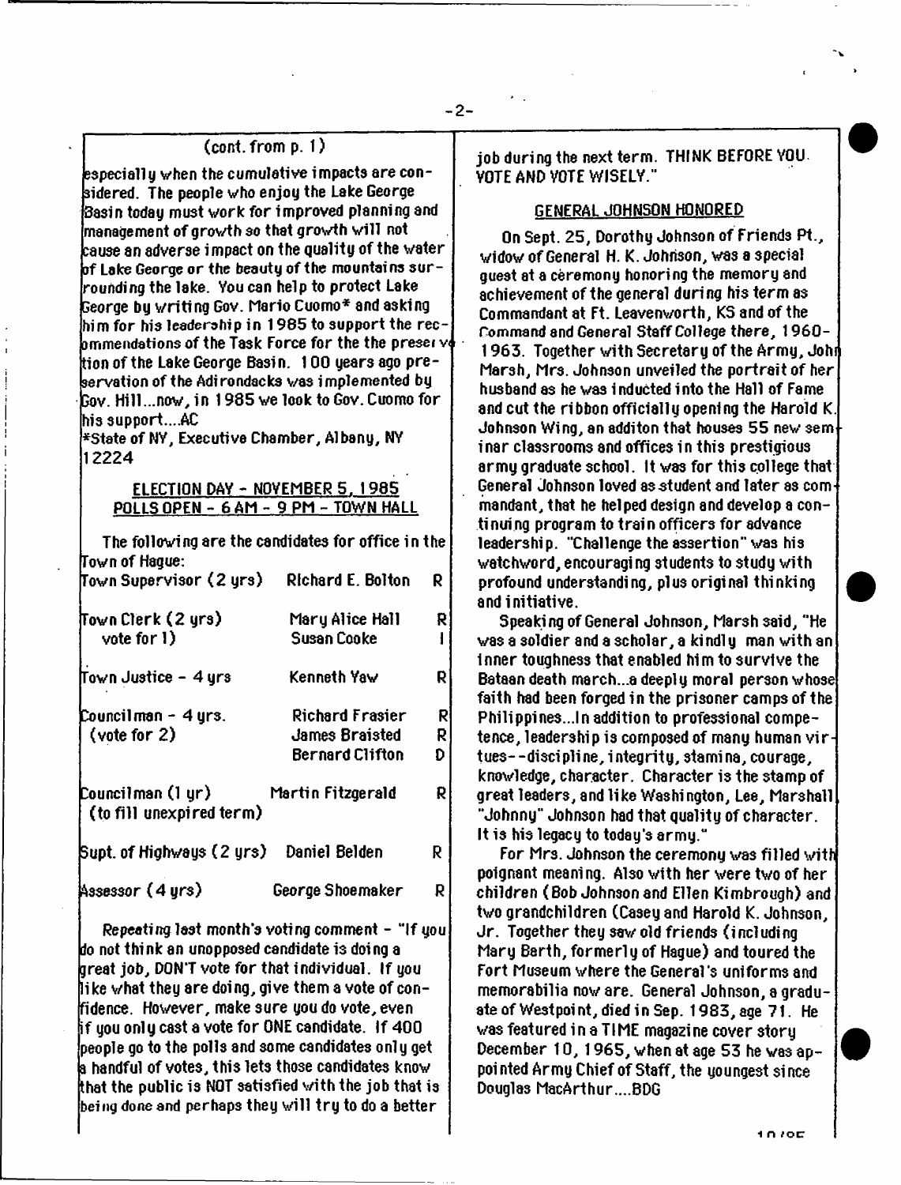(cont. from p. 1)

especially when the cumulative impacts are considered. The people who enjoy the Lake George Basin today must work for improved planning and management of growth so that growth will not cause an adverse impact on the quality of the water of Lake George or the beauty of the mountains surrounding the lake. You can help to protect Lake George by writing Gov. Mario Cuomo* and asking him for his leadership in 1985 to support the recommendations of the Task Force for the the preservation of the Lake George Basin. 100 years ago preservation of the Adirondacks was implemented by Gov. Hill...now, in 1985 we look to Gov. Cuomo for his support....AC

*State of NY, Executive Chamber, Albany, NY 12224

## ELECTION DAY - NOVEMBER 5, 1985
## POLLS OPEN - 6 AM - 9 PM - TOWN HALL

The following are the candidates for office in the Town of Hague:

| Office | Candidate | Party |
|---|---|---|
| Town Supervisor (2 yrs) | Richard E. Bolton | R |
| Town Clerk (2 yrs) vote for 1) | Mary Alice Hall | R |
| | Susan Cooke | I |
| Town Justice - 4 yrs | Kenneth Yaw | R |
| Councilman - 4 yrs. (vote for 2) | Richard Frasier | R |
| | James Braisted | R |
| | Bernard Clifton | D |
| Councilman (1 yr) (to fill unexpired term) | Martin Fitzgerald | R |
| Supt. of Highways (2 yrs) | Daniel Belden | R |
| Assessor (4 yrs) | George Shoemaker | R |

*Repeating last month's voting comment* - "If you do not think an unopposed candidate is doing a great job, DON'T vote for that individual. If you like what they are doing, give them a vote of confidence. However, make sure you do vote, even if you only cast a vote for ONE candidate. If 400 people go to the polls and some candidates only get a handful of votes, this lets those candidates know that the public is NOT satisfied with the job that is being done and perhaps they will try to do a better job during the next term. THINK BEFORE YOU VOTE AND VOTE WISELY."

## GENERAL JOHNSON HONORED

On Sept. 25, Dorothy Johnson of Friends Pt., widow of General H. K. Johnson, was a special guest at a ceremony honoring the memory and achievement of the general during his term as Commandant at Ft. Leavenworth, KS and of the Command and General Staff College there, 1960-1963. Together with Secretary of the Army, John Marsh, Mrs. Johnson unveiled the portrait of her husband as he was inducted into the Hall of Fame and cut the ribbon officially opening the Harold K. Johnson Wing, an additon that houses 55 new seminar classrooms and offices in this prestigious army graduate school. It was for this college that General Johnson loved as student and later as commandant, that he helped design and develop a continuing program to train officers for advance leadership. "Challenge the assertion" was his watchword, encouraging students to study with profound understanding, plus original thinking and initiative.

Speaking of General Johnson, Marsh said, "He was a soldier and a scholar, a kindly man with an inner toughness that enabled him to survive the Bataan death march...a deeply moral person whose faith had been forged in the prisoner camps of the Philippines...In addition to professional competence, leadership is composed of many human virtues--discipline, integrity, stamina, courage, knowledge, character. Character is the stamp of great leaders, and like Washington, Lee, Marshall "Johnny" Johnson had that quality of character. It is his legacy to today's army."

For Mrs. Johnson the ceremony was filled with poignant meaning. Also with her were two of her children (Bob Johnson and Ellen Kimbrough) and two grandchildren (Casey and Harold K. Johnson, Jr. Together they saw old friends (including Mary Barth, formerly of Hague) and toured the Fort Museum where the General's uniforms and memorabilia now are. General Johnson, a graduate of Westpoint, died in Sep. 1983, age 71. He was featured in a TIME magazine cover story December 10, 1965, when at age 53 he was appointed Army Chief of Staff, the youngest since Douglas MacArthur....BDG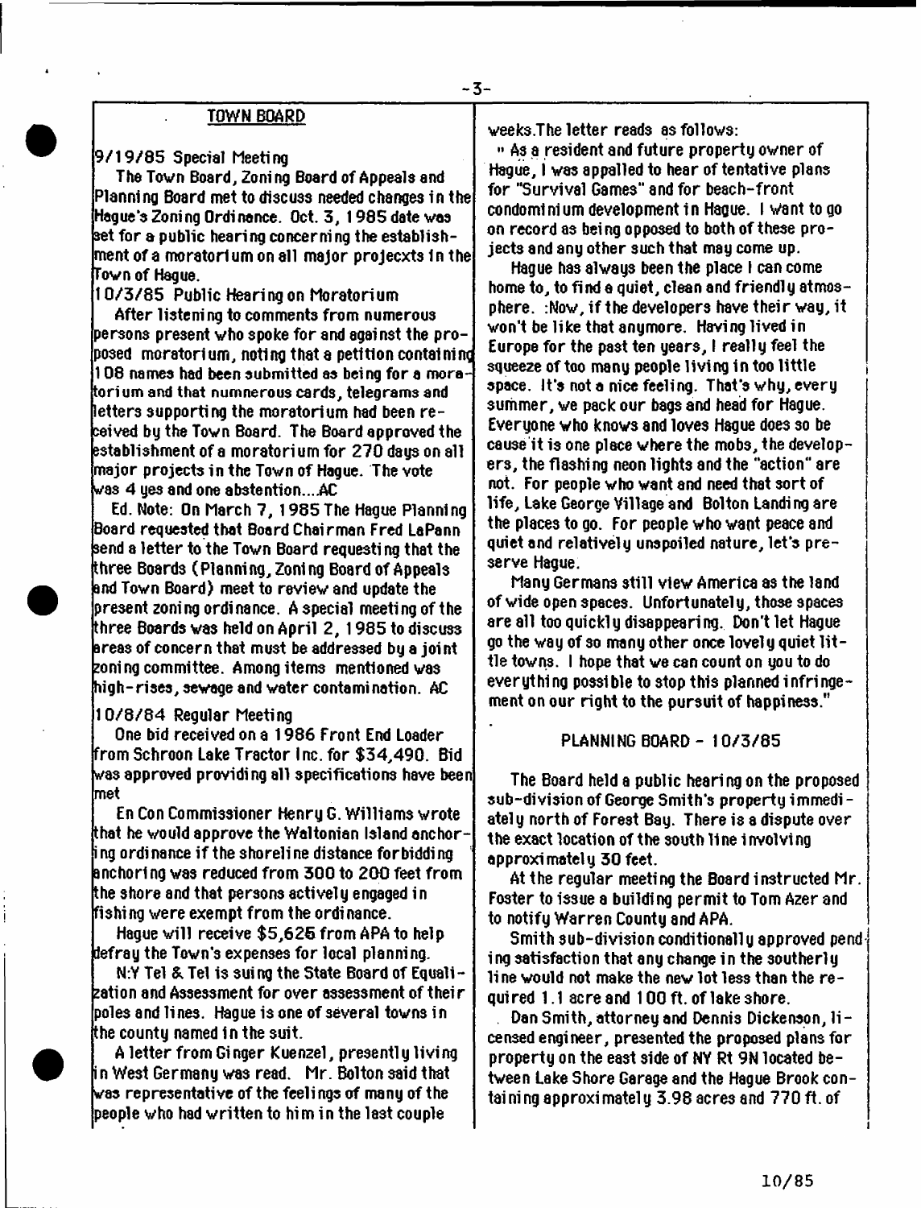## TOWN BOARD

9/19/85 Special Meeting

The Town Board, Zoning Board of Appeals and Planning Board met to discuss needed changes in the Hague's Zoning Ordinance. Oct. 3, 1985 date was set for a public hearing concerning the establishment of a moratorium on all major projecxts in the Town of Hague.

10/3/85 Public Hearing on Moratorium

After listening to comments from numerous persons present who spoke for and against the proposed moratorium, noting that a petition containing 108 names had been submitted as being for a moratorium and that numnerous cards, telegrams and letters supporting the moratorium had been received by the Town Board. The Board approved the establishment of a moratorium for 270 days on all major projects in the Town of Hague. The vote was 4 yes and one abstention....AC

Ed. Note: On March 7, 1985 The Hague Planning Board requested that Board Chairman Fred LaPann send a letter to the Town Board requesting that the three Boards (Planning, Zoning Board of Appeals and Town Board) meet to review and update the present zoning ordinance. A special meeting of the three Boards was held on April 2, 1985 to discuss areas of concern that must be addressed by a joint zoning committee. Among items mentioned was high-rises, sewage and water contamination. AC

10/8/84 Regular Meeting

One bid received on a 1986 Front End Loader from Schroon Lake Tractor Inc. for $34,490. Bid was approved providing all specifications have been met

En Con Commissioner Henry G. Williams wrote that he would approve the Waltonian Island anchoring ordinance if the shoreline distance forbidding anchoring was reduced from 300 to 200 feet from the shore and that persons actively engaged in fishing were exempt from the ordinance.

Hague will receive $5,625 from APA to help defray the Town's expenses for local planning.

N.Y Tel & Tel is suing the State Board of Equalization and Assessment for over assessment of their poles and lines. Hague is one of several towns in the county named in the suit.

A letter from Ginger Kuenzel, presently living in West Germany was read. Mr. Bolton said that was representative of the feelings of many of the people who had written to him in the last couple weeks.The letter reads as follows:

" As a resident and future property owner of Hague, I was appalled to hear of tentative plans for "Survival Games" and for beach-front condominium development in Hague. I want to go on record as being opposed to both of these projects and any other such that may come up.

Hague has always been the place I can come home to, to find a quiet, clean and friendly atmosphere. Now, if the developers have their way, it won't be like that anymore. Having lived in Europe for the past ten years, I really feel the squeeze of too many people living in too little space. It's not a nice feeling. That's why, every summer, we pack our bags and head for Hague. Everyone who knows and loves Hague does so because it is one place where the mobs, the developers, the flashing neon lights and the "action" are not. For people who want and need that sort of life, Lake George Village and Bolton Landing are the places to go. For people who want peace and quiet and relatively unspoiled nature, let's preserve Hague.

Many Germans still view America as the land of wide open spaces. Unfortunately, those spaces are all too quickly disappearing. Don't let Hague go the way of so many other once lovely quiet little towns. I hope that we can count on you to do everything possible to stop this planned infringement on our right to the pursuit of happiness."

## PLANNING BOARD - 10/3/85

The Board held a public hearing on the proposed sub-division of George Smith's property immediately north of Forest Bay. There is a dispute over the exact location of the south line involving approximately 30 feet.

At the regular meeting the Board instructed Mr. Foster to issue a building permit to Tom Azer and to notify Warren County and APA.

Smith sub-division conditionally approved pending satisfaction that any change in the southerly line would not make the new lot less than the required 1.1 acre and 100 ft. of lake shore.

Dan Smith, attorney and Dennis Dickenson, licensed engineer, presented the proposed plans for property on the east side of NY Rt 9N located between Lake Shore Garage and the Hague Brook containing approximately 3.98 acres and 770 ft. of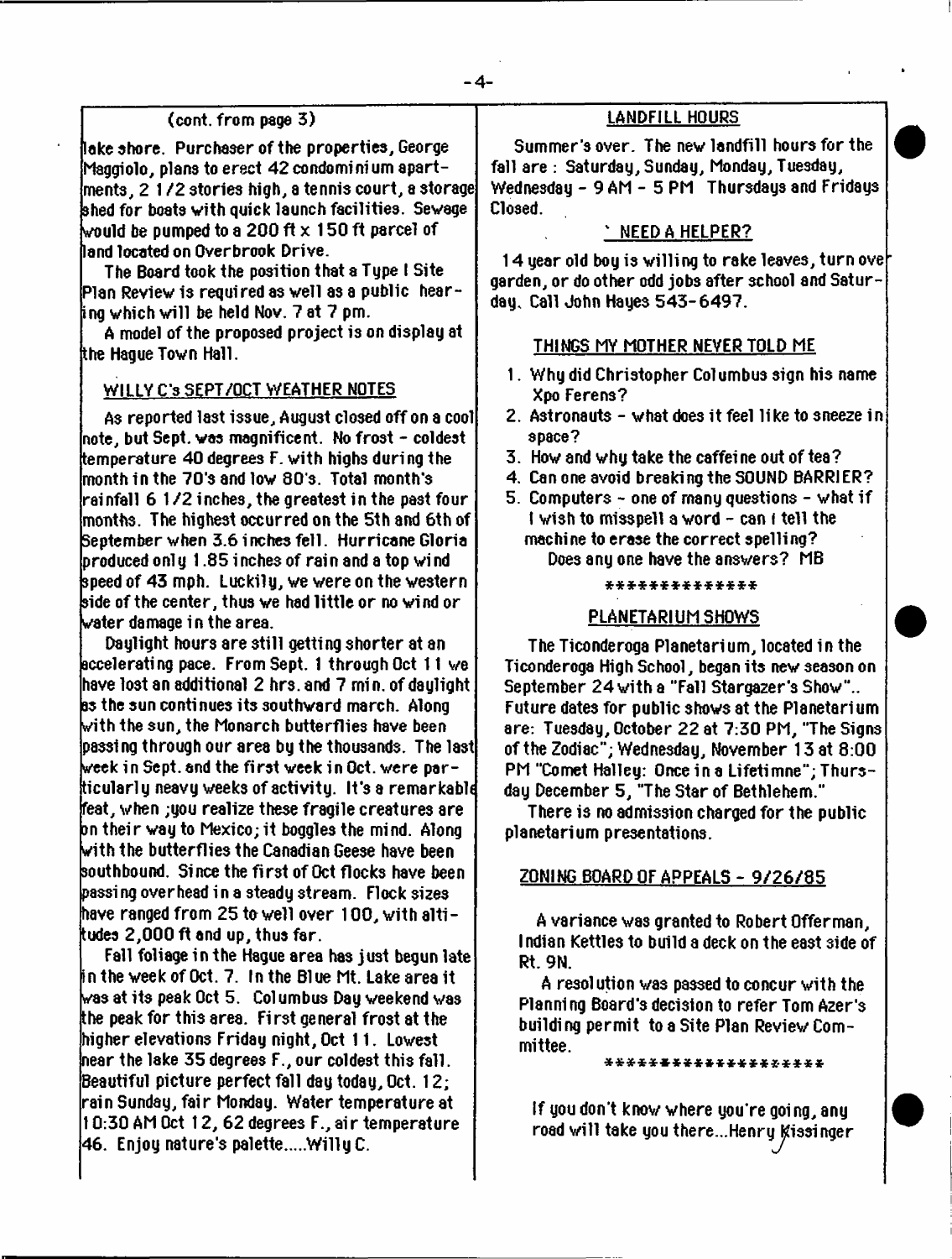(cont. from page 3)

lake shore. Purchaser of the properties, George Maggiolo, plans to erect 42 condominium apartments, 2 1/2 stories high, a tennis court, a storage shed for boats with quick launch facilities. Sewage would be pumped to a 200 ft x 150 ft parcel of land located on Overbrook Drive.

The Board took the position that a Type I Site Plan Review is required as well as a public hearing which will be held Nov. 7 at 7 pm.

A model of the proposed project is on display at the Hague Town Hall.

## WILLY C's SEPT/OCT WEATHER NOTES

As reported last issue, August closed off on a cool note, but Sept. was magnificent. No frost - coldest temperature 40 degrees F. with highs during the month in the 70's and low 80's. Total month's rainfall 6 1/2 inches, the greatest in the past four months. The highest occurred on the 5th and 6th of September when 3.6 inches fell. Hurricane Gloria produced only 1.85 inches of rain and a top wind speed of 43 mph. Luckily, we were on the western side of the center, thus we had little or no wind or water damage in the area.

Daylight hours are still getting shorter at an accelerating pace. From Sept. 1 through Oct 11 we have lost an additional 2 hrs. and 7 min. of daylight as the sun continues its southward march. Along with the sun, the Monarch butterflies have been passing through our area by the thousands. The last week in Sept. and the first week in Oct. were particularly neavy weeks of activity. It's a remarkable feat, when ;you realize these fragile creatures are on their way to Mexico; it boggles the mind. Along with the butterflies the Canadian Geese have been southbound. Since the first of Oct flocks have been passing overhead in a steady stream. Flock sizes have ranged from 25 to well over 100, with altitudes 2,000 ft and up, thus far.

Fall foliage in the Hague area has just begun late in the week of Oct. 7. In the Blue Mt. Lake area it was at its peak Oct 5. Columbus Day weekend was the peak for this area. First general frost at the higher elevations Friday night, Oct 11. Lowest near the lake 35 degrees F., our coldest this fall. Beautiful picture perfect fall day today, Oct. 12; rain Sunday, fair Monday. Water temperature at 10:30 AM Oct 12, 62 degrees F., air temperature 46. Enjoy nature's palette.....Willy C.

## LANDFILL HOURS

Summer's over. The new landfill hours for the fall are : Saturday, Sunday, Monday, Tuesday, Wednesday - 9 AM - 5 PM Thursdays and Fridays Closed.

## NEED A HELPER?

14 year old boy is willing to rake leaves, turn over garden, or do other odd jobs after school and Saturday. Call John Hayes 543-6497.

## THINGS MY MOTHER NEVER TOLD ME

1. Why did Christopher Columbus sign his name Xpo Ferens?
2. Astronauts - what does it feel like to sneeze in space?
3. How and why take the caffeine out of tea?
4. Can one avoid breaking the SOUND BARRIER?
5. Computers - one of many questions - what if I wish to misspell a word - can I tell the machine to erase the correct spelling?

Does any one have the answers? MB

**************

## PLANETARIUM SHOWS

The Ticonderoga Planetarium, located in the Ticonderoga High School, began its new season on September 24 with a "Fall Stargazer's Show".. Future dates for public shows at the Planetarium are: Tuesday, October 22 at 7:30 PM, "The Signs of the Zodiac"; Wednesday, November 13 at 8:00 PM "Comet Halley: Once in a Lifetimne"; Thursday December 5, "The Star of Bethlehem."

There is no admission charged for the public planetarium presentations.

## ZONING BOARD OF APPEALS - 9/26/85

A variance was granted to Robert Offerman, Indian Kettles to build a deck on the east side of Rt. 9N.

A resolution was passed to concur with the Planning Board's decision to refer Tom Azer's building permit to a Site Plan Review Committee.

********************

If you don't know where you're going, any road will take you there...Henry Kissinger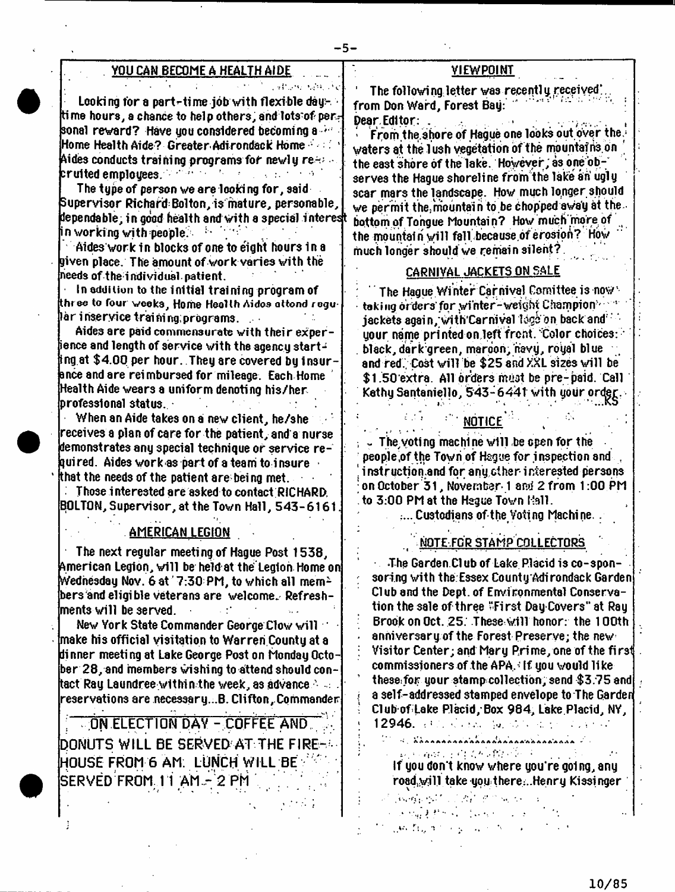## YOU CAN BECOME A HEALTH AIDE

Looking for a part-time job with flexible daytime hours, a chance to help others, and lots of personal reward? Have you considered becoming a Home Health Aide? Greater Adirondack Home Aides conducts training programs for newly recruited employees.

The type of person we are looking for, said Supervisor Richard Bolton, is mature, personable, dependable, in good health and with a special interest in working with people.

Aides work in blocks of one to eight hours in a given place. The amount of work varies with the needs of the individual patient.

In addition to the initial training program of three to four weeks, Home Health Aides attend regular inservice training programs.

Aides are paid commensurate with their experience and length of service with the agency starting at $4.00 per hour. They are covered by insurance and are reimbursed for mileage. Each Home Health Aide wears a uniform denoting his/her professional status.

When an Aide takes on a new client, he/she receives a plan of care for the patient, and a nurse demonstrates any special technique or service required. Aides work as part of a team to insure that the needs of the patient are being met.

Those interested are asked to contact RICHARD BOLTON, Supervisor, at the Town Hall, 543-6161.

## AMERICAN LEGION

The next regular meeting of Hague Post 1538, American Legion, will be held at the Legion Home on Wednesday Nov. 6 at 7:30 PM, to which all members and eligible veterans are welcome. Refreshments will be served.

New York State Commander George Clow will make his official visitation to Warren County at a dinner meeting at Lake George Post on Monday October 28, and members wishing to attend should contact Ray Laundree within the week, as advance reservations are necessary...B. Clifton, Commander

**ON ELECTION DAY - COFFEE AND DONUTS WILL BE SERVED AT THE FIREHOUSE FROM 6 AM. LUNCH WILL BE SERVED FROM 11 AM - 2 PM**

## VIEWPOINT

The following letter was recently received from Don Ward, Forest Bay:

Dear Editor:

From the shore of Hague one looks out over the waters at the lush vegetation of the mountains on the east shore of the lake. However, as one observes the Hague shoreline from the lake an ugly scar mars the landscape. How much longer should we permit the mountain to be chopped away at the bottom of Tongue Mountain? How much more of the mountain will fall because of erosion? How much longer should we remain silent?

## CARNIVAL JACKETS ON SALE

The Hague Winter Carnival Comittee is now taking orders for winter-weight Champion jackets again, with Carnival logo on back and your name printed on left front. Color choices: black, dark green, maroon, navy, royal blue and red. Cost will be $25 and XXL sizes will be $1.50 extra. All orders must be pre-paid. Call Kathy Santaniello, 543-6441 with your order. ...KS

## NOTICE

- The voting machine will be open for the people of the Town of Hague for inspection and instruction and for any other interested persons on October 31, November 1 and 2 from 1:00 PM to 3:00 PM at the Hague Town Hall.

....Custodians of the Voting Machine.

## NOTE FOR STAMP COLLECTORS

The Garden Club of Lake Placid is co-sponsoring with the Essex County Adirondack Garden Club and the Dept. of Environmental Conservation the sale of three "First Day Covers" at Ray Brook on Oct. 25. These will honor: the 100th anniversary of the Forest Preserve; the new Visitor Center; and Mary Prime, one of the first commissioners of the APA. If you would like these for your stamp collection, send $3.75 and a self-addressed stamped envelope to The Garden Club of Lake Placid, Box 984, Lake Placid, NY, 12946.

If you don't know where you're going, any road will take you there...Henry Kissinger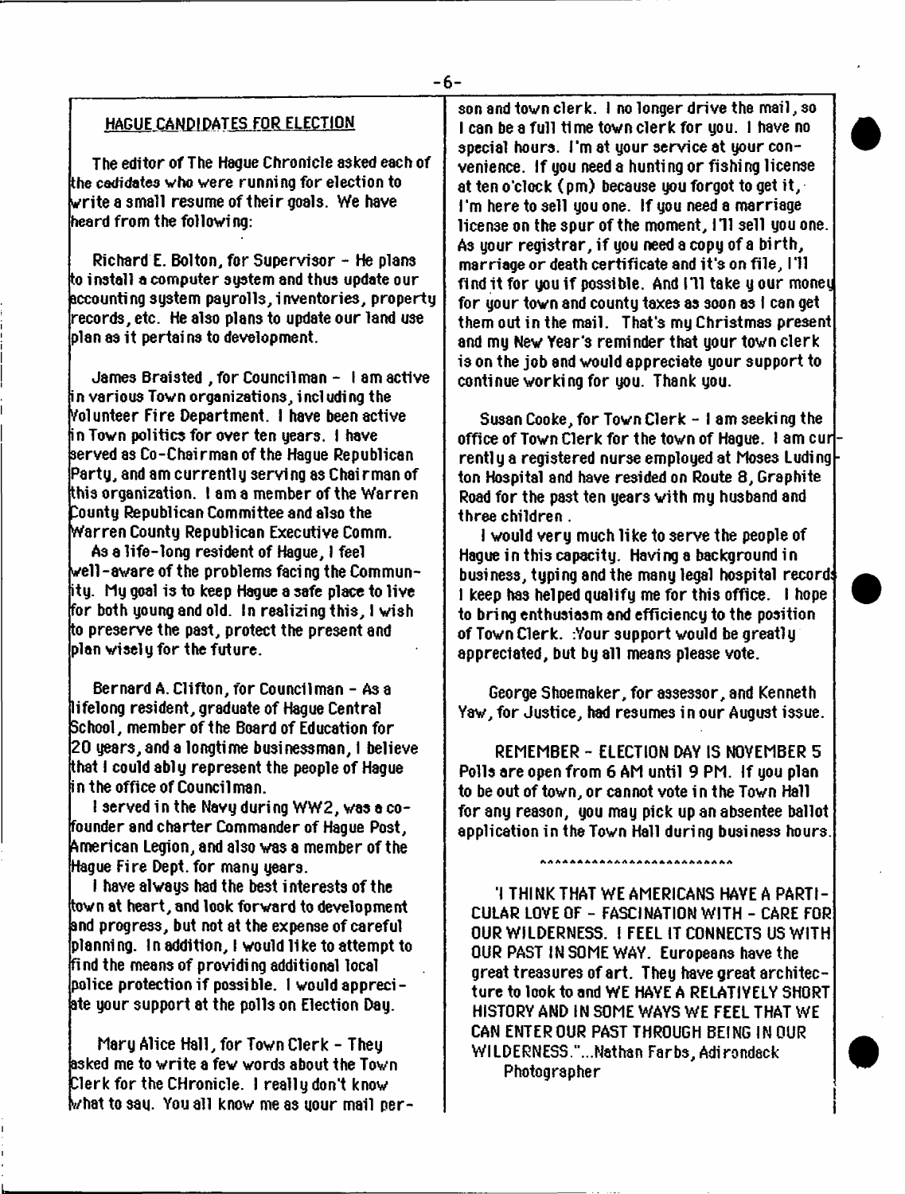## HAGUE CANDIDATES FOR ELECTION

The editor of The Hague Chronicle asked each of the cedidates who were running for election to write a small resume of their goals. We have heard from the following:

Richard E. Bolton, for Supervisor - He plans to install a computer system and thus update our accounting system payrolls, inventories, property records, etc. He also plans to update our land use plan as it pertains to development.

James Braisted , for Councilman - I am active in various Town organizations, including the Volunteer Fire Department. I have been active in Town politics for over ten years. I have served as Co-Chairman of the Hague Republican Party, and am currently serving as Chairman of this organization. I am a member of the Warren County Republican Committee and also the Warren County Republican Executive Comm.

As a life-long resident of Hague, I feel well-aware of the problems facing the Community. My goal is to keep Hague a safe place to live for both young and old. In realizing this, I wish to preserve the past, protect the present and plan wisely for the future.

Bernard A. Clifton, for Councilman - As a lifelong resident, graduate of Hague Central School, member of the Board of Education for 20 years, and a longtime businessman, I believe that I could ably represent the people of Hague in the office of Councilman.

I served in the Navy during WW2, was a co-founder and charter Commander of Hague Post, American Legion, and also was a member of the Hague Fire Dept. for many years.

I have always had the best interests of the town at heart, and look forward to development and progress, but not at the expense of careful planning. In addition, I would like to attempt to find the means of providing additional local police protection if possible. I would appreciate your support at the polls on Election Day.

Mary Alice Hall, for Town Clerk - They asked me to write a few words about the Town Clerk for the CHronicle. I really don't know what to say. You all know me as your mail person and town clerk. I no longer drive the mail, so I can be a full time town clerk for you. I have no special hours. I'm at your service at your convenience. If you need a hunting or fishing license at ten o'clock (pm) because you forgot to get it, I'm here to sell you one. If you need a marriage license on the spur of the moment, I'll sell you one. As your registrar, if you need a copy of a birth, marriage or death certificate and it's on file, I'll find it for you if possible. And I'll take your money for your town and county taxes as soon as I can get them out in the mail. That's my Christmas present and my New Year's reminder that your town clerk is on the job and would appreciate your support to continue working for you. Thank you.

Susan Cooke, for Town Clerk - I am seeking the office of Town Clerk for the town of Hague. I am currently a registered nurse employed at Moses Ludington Hospital and have resided on Route 8, Graphite Road for the past ten years with my husband and three children.

I would very much like to serve the people of Hague in this capacity. Having a background in business, typing and the many legal hospital records I keep has helped qualify me for this office. I hope to bring enthusiasm and efficiency to the position of Town Clerk. Your support would be greatly appreciated, but by all means please vote.

George Shoemaker, for assessor, and Kenneth Yaw, for Justice, had resumes in our August issue.

REMEMBER - ELECTION DAY IS NOVEMBER 5 Polls are open from 6 AM until 9 PM. If you plan to be out of town, or cannot vote in the Town Hall for any reason, you may pick up an absentee ballot application in the Town Hall during business hours.

^^^^^^^^^^^^^^^^^^^^^^^^^^

"I THINK THAT WE AMERICANS HAVE A PARTICULAR LOVE OF - FASCINATION WITH - CARE FOR OUR WILDERNESS. I FEEL IT CONNECTS US WITH OUR PAST IN SOME WAY. Europeans have the great treasures of art. They have great architecture to look to and WE HAVE A RELATIVELY SHORT HISTORY AND IN SOME WAYS WE FEEL THAT WE CAN ENTER OUR PAST THROUGH BEING IN OUR WILDERNESS."...Nathan Farbs, Adirondack Photographer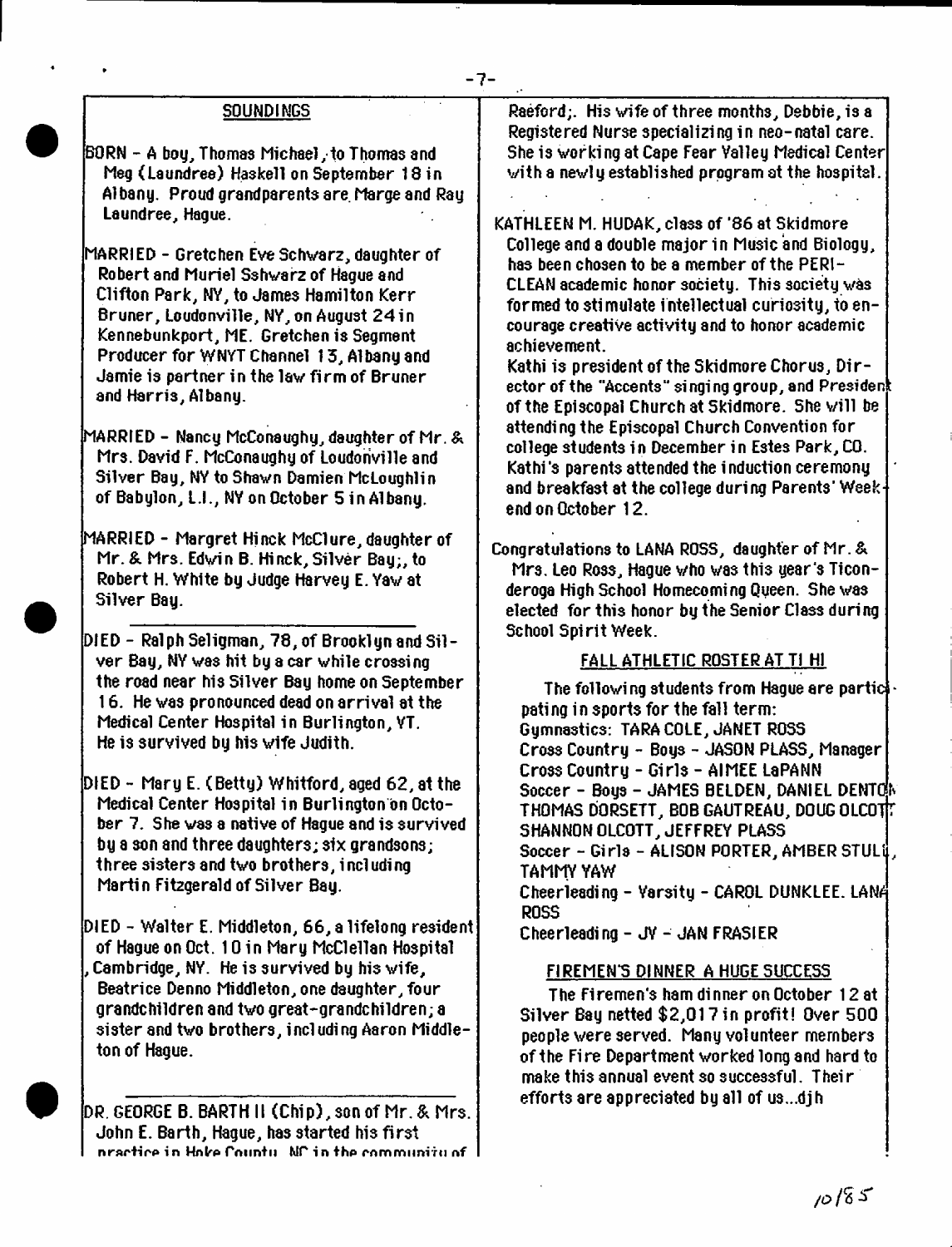## SOUNDINGS

BORN - A boy, Thomas Michael, to Thomas and Meg (Laundree) Haskell on September 18 in Albany. Proud grandparents are Marge and Ray Laundree, Hague.

MARRIED - Gretchen Eve Schwarz, daughter of Robert and Muriel Sshwarz of Hague and Clifton Park, NY, to James Hamilton Kerr Bruner, Loudonville, NY, on August 24 in Kennebunkport, ME. Gretchen is Segment Producer for WNYT Channel 13, Albany and Jamie is partner in the law firm of Bruner and Harris, Albany.

MARRIED - Nancy McConaughy, daughter of Mr. & Mrs. David F. McConaughy of Loudonville and Silver Bay, NY to Shawn Damien McLoughlin of Babylon, L.I., NY on October 5 in Albany.

MARRIED - Margret Hinck McClure, daughter of Mr. & Mrs. Edwin B. Hinck, Silver Bay;, to Robert H. White by Judge Harvey E. Yaw at Silver Bay.

---

DIED - Ralph Seligman, 78, of Brooklyn and Silver Bay, NY was hit by a car while crossing the road near his Silver Bay home on September 16. He was pronounced dead on arrival at the Medical Center Hospital in Burlington, VT. He is survived by his wife Judith.

DIED - Mary E. (Betty) Whitford, aged 62, at the Medical Center Hospital in Burlington on October 7. She was a native of Hague and is survived by a son and three daughters; six grandsons; three sisters and two brothers, including Martin Fitzgerald of Silver Bay.

DIED - Walter E. Middleton, 66, a lifelong resident of Hague on Oct. 10 in Mary McClellan Hospital, Cambridge, NY. He is survived by his wife, Beatrice Denno Middleton, one daughter, four grandchildren and two great-grandchildren; a sister and two brothers, including Aaron Middleton of Hague.

---

DR. GEORGE B. BARTH II (Chip), son of Mr. & Mrs. John E. Barth, Hague, has started his first practice in Hoke County, NC in the community of Raeford;. His wife of three months, Debbie, is a Registered Nurse specializing in neo-natal care. She is working at Cape Fear Valley Medical Center with a newly established program at the hospital.

KATHLEEN M. HUDAK, class of '86 at Skidmore College and a double major in Music and Biology, has been chosen to be a member of the PERICLEAN academic honor society. This society was formed to stimulate intellectual curiosity, to encourage creative activity and to honor academic achievement.

Kathi is president of the Skidmore Chorus, Director of the "Accents" singing group, and President of the Episcopal Church at Skidmore. She will be attending the Episcopal Church Convention for college students in December in Estes Park, CO. Kathi's parents attended the induction ceremony and breakfast at the college during Parents' Weekend on October 12.

Congratulations to LANA ROSS, daughter of Mr. & Mrs. Leo Ross, Hague who was this year's Ticonderoga High School Homecoming Queen. She was elected for this honor by the Senior Class during School Spirit Week.

### FALL ATHLETIC ROSTER AT TI HI

The following students from Hague are participating in sports for the fall term:

Gymnastics: TARA COLE, JANET ROSS
Cross Country - Boys - JASON PLASS, Manager
Cross Country - Girls - AIMEE LaPANN
Soccer - Boys - JAMES BELDEN, DANIEL DENTON, THOMAS DORSETT, BOB GAUTREAU, DOUG OLCOTT, SHANNON OLCOTT, JEFFREY PLASS
Soccer - Girls - ALISON PORTER, AMBER STULL, TAMMY YAW
Cheerleading - Varsity - CAROL DUNKLEE. LANA ROSS
Cheerleading - JV - JAN FRASIER

### FIREMEN'S DINNER A HUGE SUCCESS

The Firemen's ham dinner on October 12 at Silver Bay netted $2,017 in profit! Over 500 people were served. Many volunteer members of the Fire Department worked long and hard to make this annual event so successful. Their efforts are appreciated by all of us...djh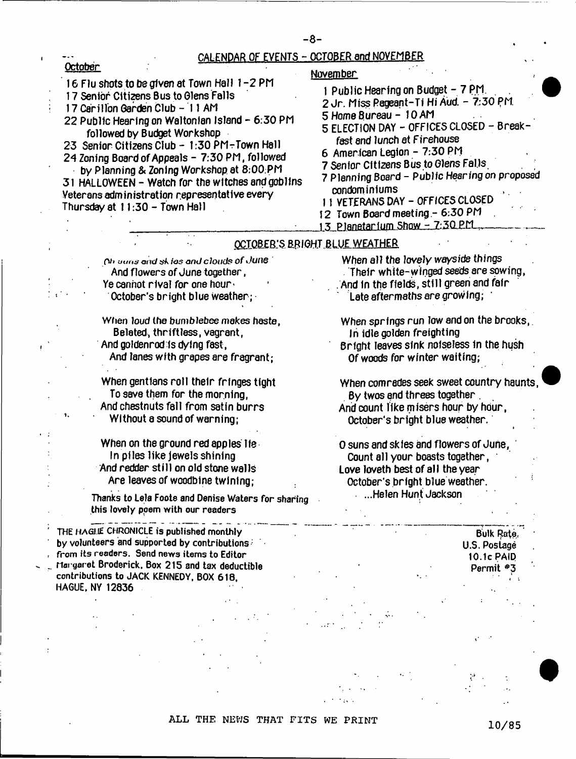## CALENDAR OF EVENTS – OCTOBER and NOVEMBER

**October**

16 Flu shots to be given at Town Hall 1-2 PM
17 Senior Citizens Bus to Glens Falls
17 Carillon Garden Club - 11 AM
22 Public Hearing on Waltonian Island - 6:30 PM followed by Budget Workshop
23 Senior Citizens Club - 1:30 PM-Town Hall
24 Zoning Board of Appeals - 7:30 PM, followed by Planning & Zoning Workshop at 8:00 PM
31 HALLOWEEN - Watch for the witches and goblins
Veterans administration representative every Thursday at 11:30 - Town Hall

**November**

1 Public Hearing on Budget - 7 PM
2 Jr. Miss Pageant-Ti Hi Aud. - 7:30 PM
5 Home Bureau - 10 AM
5 ELECTION DAY - OFFICES CLOSED - Breakfast and lunch at Firehouse
6 American Legion - 7:30 PM
7 Senior Citizens Bus to Glens Falls
7 Planning Board - Public Hearing on proposed condominiums
11 VETERANS DAY - OFFICES CLOSED
12 Town Board meeting - 6:30 PM
13 Planetarium Show - 7:30 PM

## OCTOBER'S BRIGHT BLUE WEATHER

*Oh suns and skies and clouds of June*
And flowers of June together,
Ye cannot rival for one hour
October's bright blue weather;

When loud the bumblebee makes haste,
Belated, thriftless, vagrant,
And goldenrod is dying fast,
And lanes with grapes are fragrant;

When gentians roll their fringes tight
To save them for the morning,
And chestnuts fall from satin burrs
Without a sound of warning;

When on the ground red apples lie
In piles like jewels shining
And redder still on old stone walls
Are leaves of woodbine twining;

When all the lovely wayside things
Their white-winged seeds are sowing,
And in the fields, still green and fair
Late aftermaths are growing;

When springs run low and on the brooks,
In idle golden freighting
Bright leaves sink noiseless in the hush
Of woods for winter waiting;

When comrades seek sweet country haunts,
By twos and threes together
And count like misers hour by hour,
October's bright blue weather.

O suns and skies and flowers of June,
Count all your boasts together,
Love loveth best of all the year
October's bright blue weather.

...Helen Hunt Jackson

Thanks to Lela Foote and Denise Waters for sharing this lovely poem with our readers

THE HAGUE CHRONICLE is published monthly by volunteers and supported by contributions from its readers. Send news items to Editor Margaret Broderick, Box 215 and tax deductible contributions to JACK KENNEDY, BOX 618, HAGUE, NY 12836

Bulk Rate,
U.S. Postage
10.1c PAID
Permit #3

ALL THE NEWS THAT FITS WE PRINT

10/85